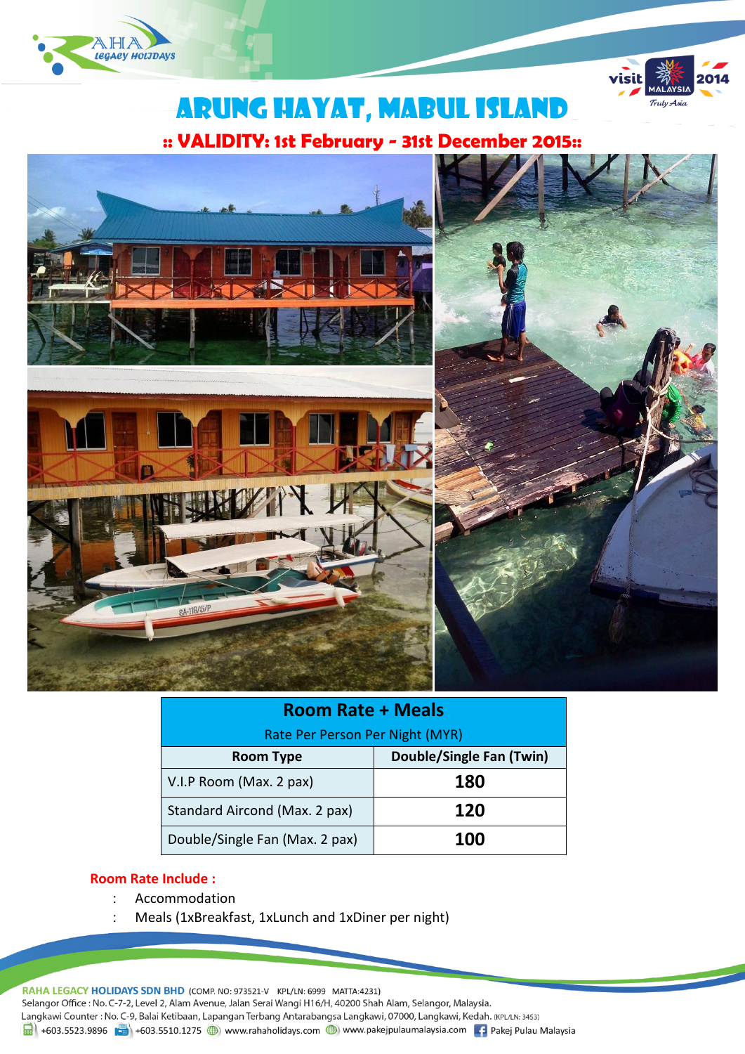# ARUNG HAYAT, MABUL ISLAND

## :: VALIDITY: 1st February - 31st December 2015::

| Room Rate + Meals | |
|---|---|
| Rate Per Person Per Night (MYR) | |
| **Room Type** | **Double/Single Fan (Twin)** |
| V.I.P Room (Max. 2 pax) | **180** |
| Standard Aircond (Max. 2 pax) | **120** |
| Double/Single Fan (Max. 2 pax) | **100** |

**Room Rate Include :**

: Accommodation

: Meals (1xBreakfast, 1xLunch and 1xDiner per night)

**RAHA LEGACY HOLIDAYS SDN BHD** (COMP. NO: 973521-V KPL/LN: 6999 MATTA:4231)
Selangor Office : No. C-7-2, Level 2, Alam Avenue, Jalan Serai Wangi H16/H, 40200 Shah Alam, Selangor, Malaysia.
Langkawi Counter : No. C-9, Balai Ketibaan, Lapangan Terbang Antarabangsa Langkawi, 07000, Langkawi, Kedah. (KPL/LN: 3453)
+603.5523.9896 +603.5510.1275 www.rahaholidays.com www.pakejpulaumalaysia.com Pakej Pulau Malaysia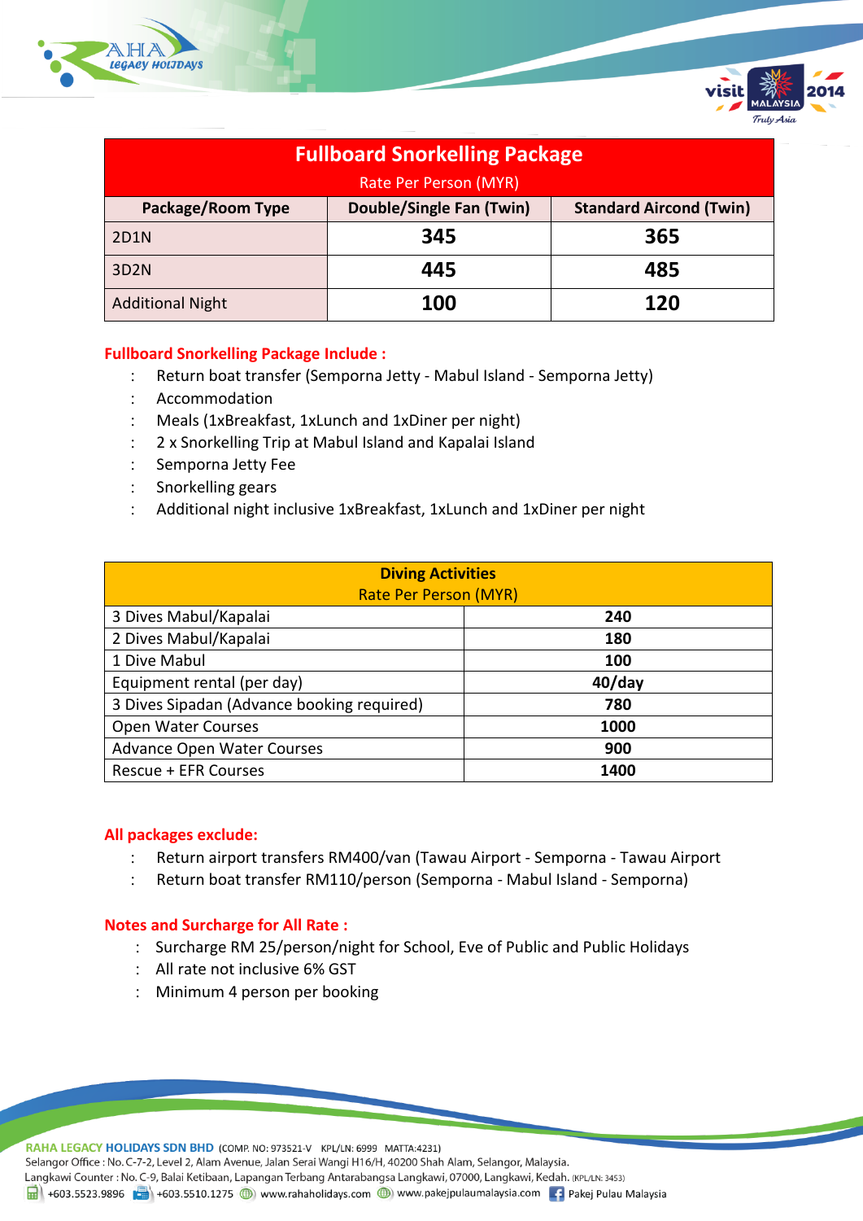| Fullboard Snorkelling Package<br>Rate Per Person (MYR) | | |
|---|---|---|
| **Package/Room Type** | **Double/Single Fan (Twin)** | **Standard Aircond (Twin)** |
| 2D1N | **345** | **365** |
| 3D2N | **445** | **485** |
| Additional Night | **100** | **120** |

**Fullboard Snorkelling Package Include :**

: Return boat transfer (Semporna Jetty - Mabul Island - Semporna Jetty)
: Accommodation
: Meals (1xBreakfast, 1xLunch and 1xDiner per night)
: 2 x Snorkelling Trip at Mabul Island and Kapalai Island
: Semporna Jetty Fee
: Snorkelling gears
: Additional night inclusive 1xBreakfast, 1xLunch and 1xDiner per night

| **Diving Activities**<br>Rate Per Person (MYR) | |
|---|---|
| 3 Dives Mabul/Kapalai | **240** |
| 2 Dives Mabul/Kapalai | **180** |
| 1 Dive Mabul | **100** |
| Equipment rental (per day) | **40/day** |
| 3 Dives Sipadan (Advance booking required) | **780** |
| Open Water Courses | **1000** |
| Advance Open Water Courses | **900** |
| Rescue + EFR Courses | **1400** |

**All packages exclude:**

: Return airport transfers RM400/van (Tawau Airport - Semporna - Tawau Airport
: Return boat transfer RM110/person (Semporna - Mabul Island - Semporna)

**Notes and Surcharge for All Rate :**

: Surcharge RM 25/person/night for School, Eve of Public and Public Holidays
: All rate not inclusive 6% GST
: Minimum 4 person per booking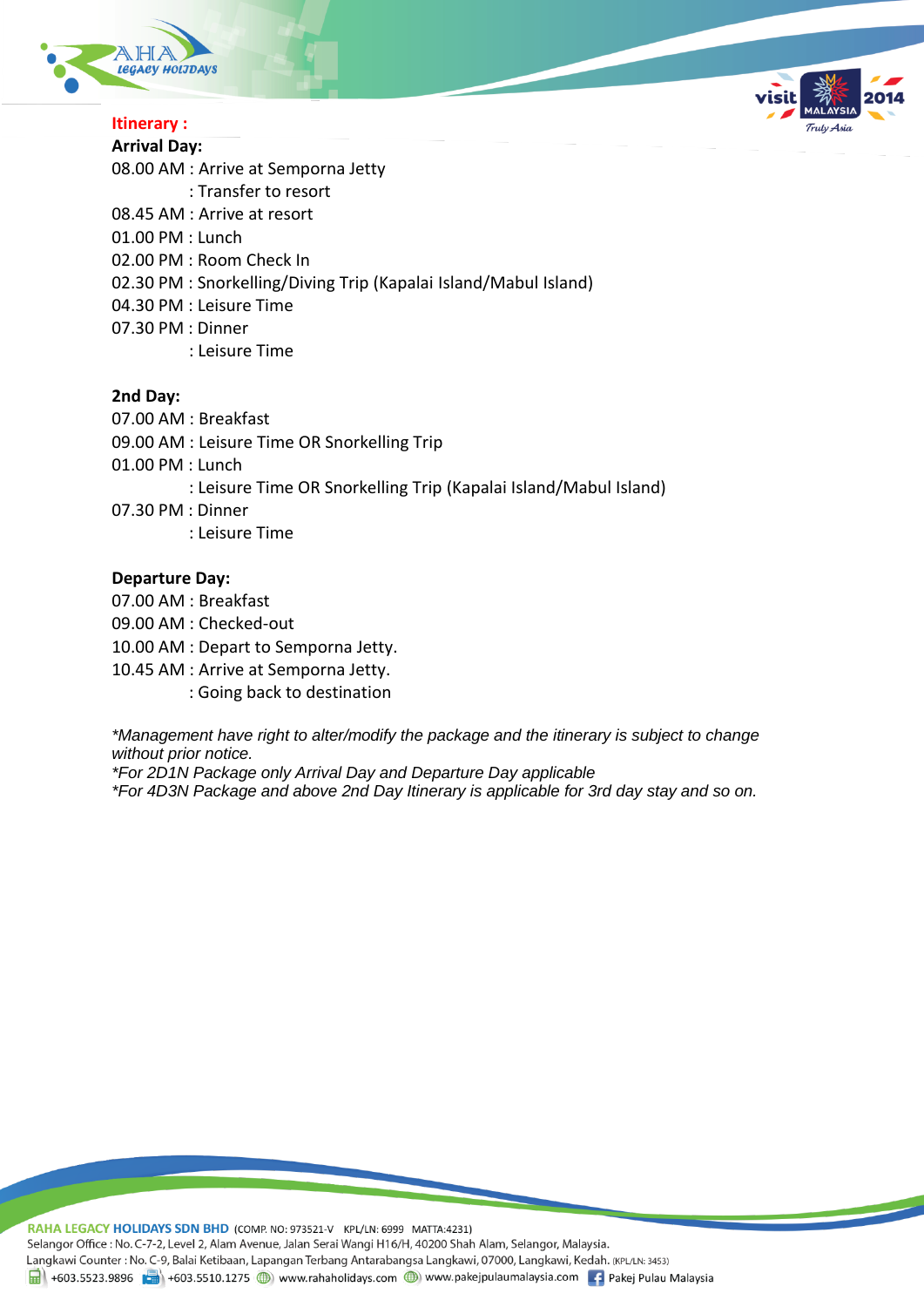**Itinerary :**

**Arrival Day:**

08.00 AM : Arrive at Semporna Jetty
: Transfer to resort
08.45 AM : Arrive at resort
01.00 PM : Lunch
02.00 PM : Room Check In
02.30 PM : Snorkelling/Diving Trip (Kapalai Island/Mabul Island)
04.30 PM : Leisure Time
07.30 PM : Dinner
: Leisure Time

**2nd Day:**

07.00 AM : Breakfast
09.00 AM : Leisure Time OR Snorkelling Trip
01.00 PM : Lunch
: Leisure Time OR Snorkelling Trip (Kapalai Island/Mabul Island)
07.30 PM : Dinner
: Leisure Time

**Departure Day:**

07.00 AM : Breakfast
09.00 AM : Checked-out
10.00 AM : Depart to Semporna Jetty.
10.45 AM : Arrive at Semporna Jetty.
: Going back to destination

*\*Management have right to alter/modify the package and the itinerary is subject to change without prior notice.*
*\*For 2D1N Package only Arrival Day and Departure Day applicable*
*\*For 4D3N Package and above 2nd Day Itinerary is applicable for 3rd day stay and so on.*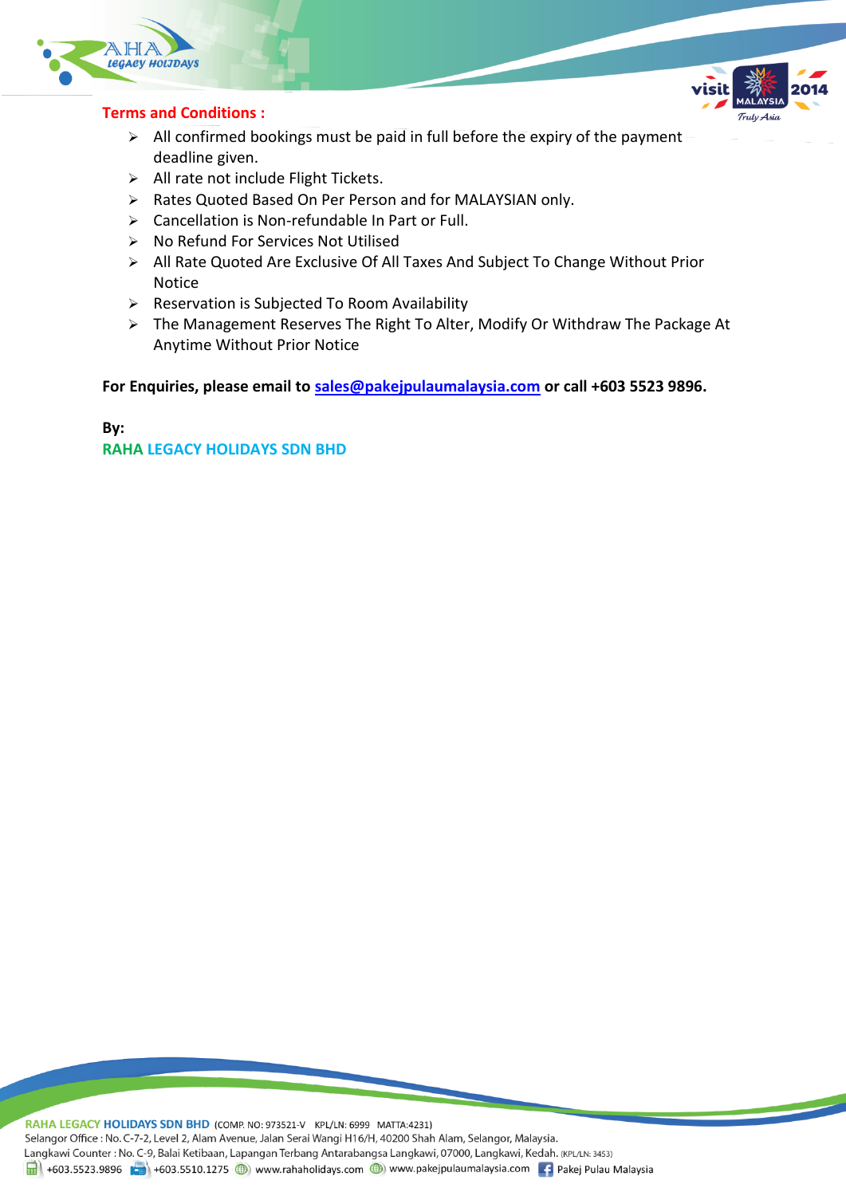**Terms and Conditions :**

- All confirmed bookings must be paid in full before the expiry of the payment deadline given.
- All rate not include Flight Tickets.
- Rates Quoted Based On Per Person and for MALAYSIAN only.
- Cancellation is Non-refundable In Part or Full.
- No Refund For Services Not Utilised
- All Rate Quoted Are Exclusive Of All Taxes And Subject To Change Without Prior Notice
- Reservation is Subjected To Room Availability
- The Management Reserves The Right To Alter, Modify Or Withdraw The Package At Anytime Without Prior Notice

**For Enquiries, please email to sales@pakejpulaumalaysia.com or call +603 5523 9896.**

**By:**

**RAHA LEGACY HOLIDAYS SDN BHD**